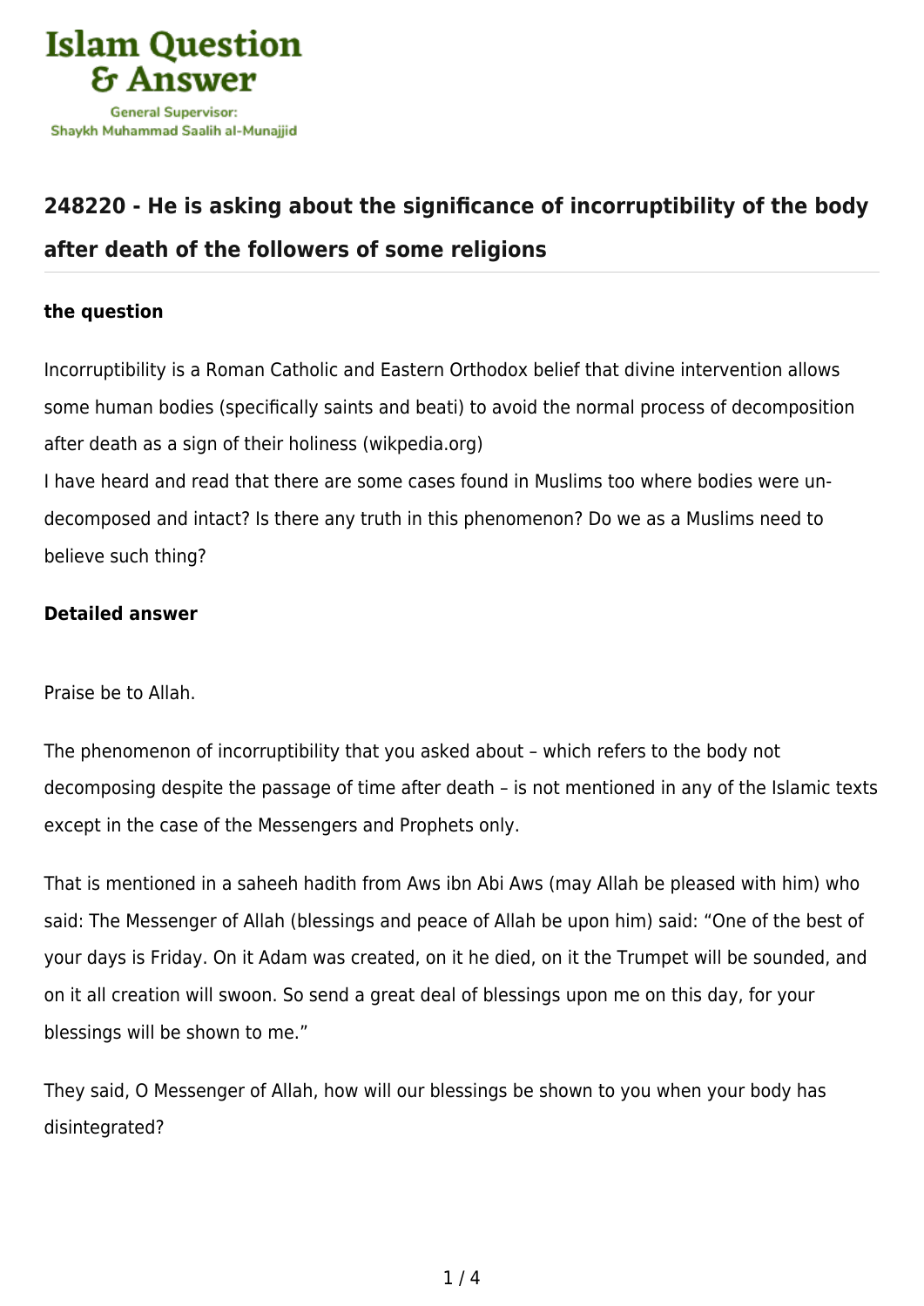## 248220 - He is asking about the significance of incorruptibility of the body after death of the followers of some religions

**the question**

Incorruptibility is a Roman Catholic and Eastern Orthodox belief that divine intervention allows some human bodies (specifically saints and beati) to avoid the normal process of decomposition after death as a sign of their holiness (wikpedia.org)
I have heard and read that there are some cases found in Muslims too where bodies were un-decomposed and intact? Is there any truth in this phenomenon? Do we as a Muslims need to believe such thing?

**Detailed answer**

Praise be to Allah.

The phenomenon of incorruptibility that you asked about – which refers to the body not decomposing despite the passage of time after death – is not mentioned in any of the Islamic texts except in the case of the Messengers and Prophets only.

That is mentioned in a saheeh hadith from Aws ibn Abi Aws (may Allah be pleased with him) who said: The Messenger of Allah (blessings and peace of Allah be upon him) said: "One of the best of your days is Friday. On it Adam was created, on it he died, on it the Trumpet will be sounded, and on it all creation will swoon. So send a great deal of blessings upon me on this day, for your blessings will be shown to me."

They said, O Messenger of Allah, how will our blessings be shown to you when your body has disintegrated?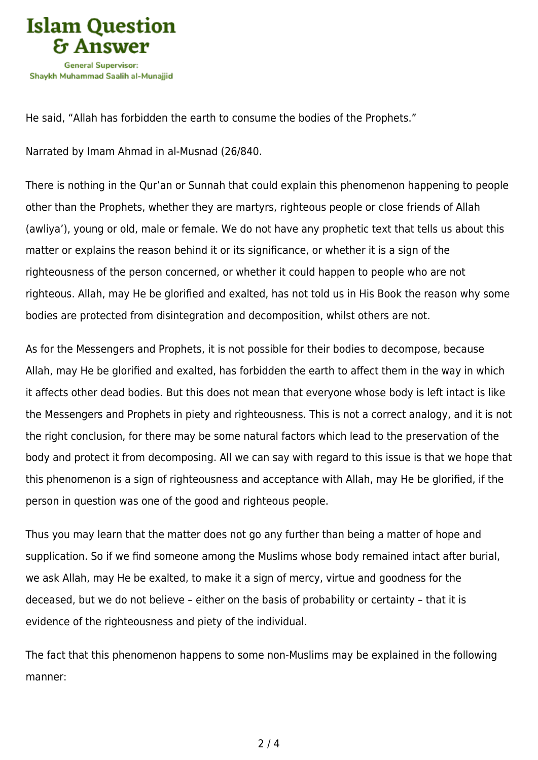He said, "Allah has forbidden the earth to consume the bodies of the Prophets."

Narrated by Imam Ahmad in al-Musnad (26/840.

There is nothing in the Qur'an or Sunnah that could explain this phenomenon happening to people other than the Prophets, whether they are martyrs, righteous people or close friends of Allah (awliya'), young or old, male or female. We do not have any prophetic text that tells us about this matter or explains the reason behind it or its significance, or whether it is a sign of the righteousness of the person concerned, or whether it could happen to people who are not righteous. Allah, may He be glorified and exalted, has not told us in His Book the reason why some bodies are protected from disintegration and decomposition, whilst others are not.

As for the Messengers and Prophets, it is not possible for their bodies to decompose, because Allah, may He be glorified and exalted, has forbidden the earth to affect them in the way in which it affects other dead bodies. But this does not mean that everyone whose body is left intact is like the Messengers and Prophets in piety and righteousness. This is not a correct analogy, and it is not the right conclusion, for there may be some natural factors which lead to the preservation of the body and protect it from decomposing. All we can say with regard to this issue is that we hope that this phenomenon is a sign of righteousness and acceptance with Allah, may He be glorified, if the person in question was one of the good and righteous people.

Thus you may learn that the matter does not go any further than being a matter of hope and supplication. So if we find someone among the Muslims whose body remained intact after burial, we ask Allah, may He be exalted, to make it a sign of mercy, virtue and goodness for the deceased, but we do not believe – either on the basis of probability or certainty – that it is evidence of the righteousness and piety of the individual.

The fact that this phenomenon happens to some non-Muslims may be explained in the following manner: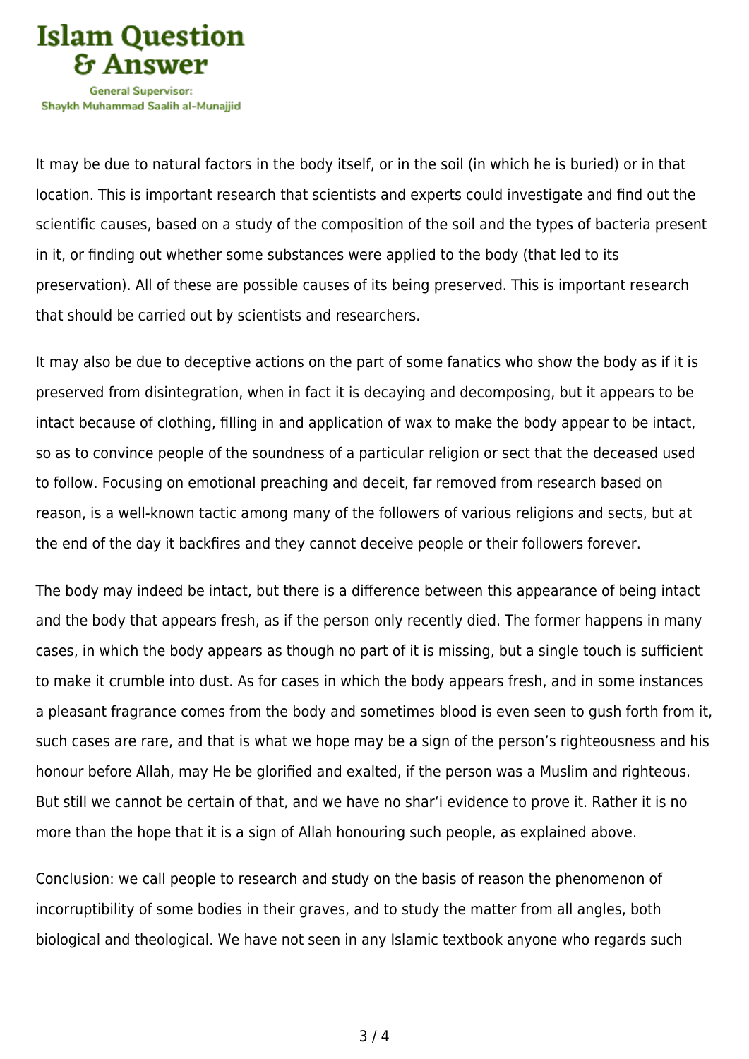It may be due to natural factors in the body itself, or in the soil (in which he is buried) or in that location. This is important research that scientists and experts could investigate and find out the scientific causes, based on a study of the composition of the soil and the types of bacteria present in it, or finding out whether some substances were applied to the body (that led to its preservation). All of these are possible causes of its being preserved. This is important research that should be carried out by scientists and researchers.

It may also be due to deceptive actions on the part of some fanatics who show the body as if it is preserved from disintegration, when in fact it is decaying and decomposing, but it appears to be intact because of clothing, filling in and application of wax to make the body appear to be intact, so as to convince people of the soundness of a particular religion or sect that the deceased used to follow. Focusing on emotional preaching and deceit, far removed from research based on reason, is a well-known tactic among many of the followers of various religions and sects, but at the end of the day it backfires and they cannot deceive people or their followers forever.

The body may indeed be intact, but there is a difference between this appearance of being intact and the body that appears fresh, as if the person only recently died. The former happens in many cases, in which the body appears as though no part of it is missing, but a single touch is sufficient to make it crumble into dust. As for cases in which the body appears fresh, and in some instances a pleasant fragrance comes from the body and sometimes blood is even seen to gush forth from it, such cases are rare, and that is what we hope may be a sign of the person's righteousness and his honour before Allah, may He be glorified and exalted, if the person was a Muslim and righteous. But still we cannot be certain of that, and we have no shar'i evidence to prove it. Rather it is no more than the hope that it is a sign of Allah honouring such people, as explained above.

Conclusion: we call people to research and study on the basis of reason the phenomenon of incorruptibility of some bodies in their graves, and to study the matter from all angles, both biological and theological. We have not seen in any Islamic textbook anyone who regards such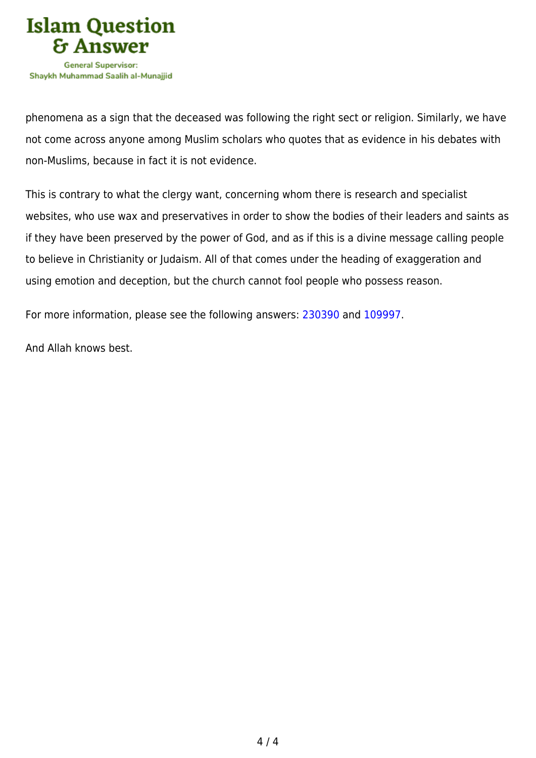phenomena as a sign that the deceased was following the right sect or religion. Similarly, we have not come across anyone among Muslim scholars who quotes that as evidence in his debates with non-Muslims, because in fact it is not evidence.

This is contrary to what the clergy want, concerning whom there is research and specialist websites, who use wax and preservatives in order to show the bodies of their leaders and saints as if they have been preserved by the power of God, and as if this is a divine message calling people to believe in Christianity or Judaism. All of that comes under the heading of exaggeration and using emotion and deception, but the church cannot fool people who possess reason.

For more information, please see the following answers: 230390 and 109997.

And Allah knows best.